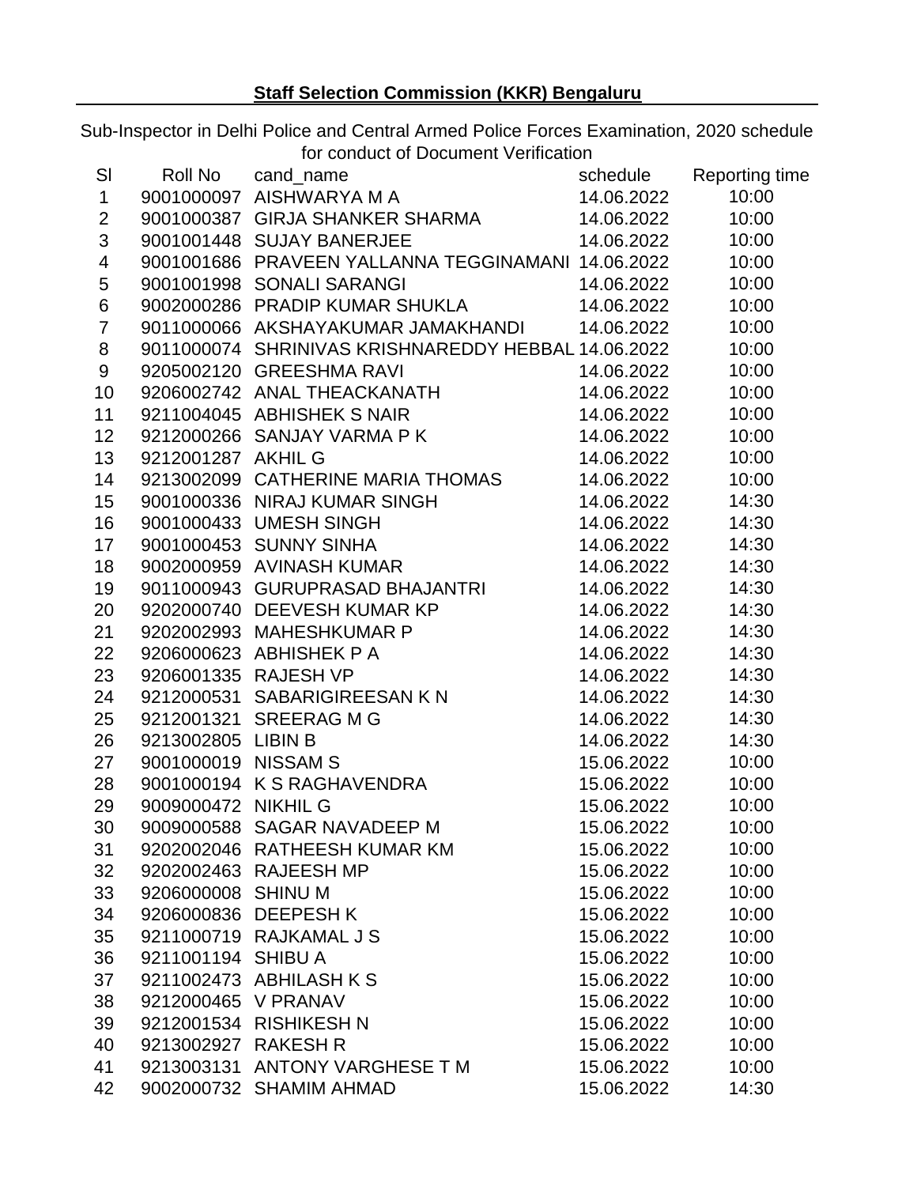**Staff Selection Commission (KKR) Bengaluru**

Sub-Inspector in Delhi Police and Central Armed Police Forces Examination, 2020 schedule for conduct of Document Verification

| Sl | Roll No | cand_name | schedule | Reporting time |
|---|---|---|---|---|
| 1 | 9001000097 | AISHWARYA M A | 14.06.2022 | 10:00 |
| 2 | 9001000387 | GIRJA SHANKER SHARMA | 14.06.2022 | 10:00 |
| 3 | 9001001448 | SUJAY BANERJEE | 14.06.2022 | 10:00 |
| 4 | 9001001686 | PRAVEEN YALLANNA TEGGINAMANI | 14.06.2022 | 10:00 |
| 5 | 9001001998 | SONALI SARANGI | 14.06.2022 | 10:00 |
| 6 | 9002000286 | PRADIP KUMAR SHUKLA | 14.06.2022 | 10:00 |
| 7 | 9011000066 | AKSHAYAKUMAR JAMAKHANDI | 14.06.2022 | 10:00 |
| 8 | 9011000074 | SHRINIVAS KRISHNAREDDY HEBBAL | 14.06.2022 | 10:00 |
| 9 | 9205002120 | GREESHMA RAVI | 14.06.2022 | 10:00 |
| 10 | 9206002742 | ANAL THEACKANATH | 14.06.2022 | 10:00 |
| 11 | 9211004045 | ABHISHEK S NAIR | 14.06.2022 | 10:00 |
| 12 | 9212000266 | SANJAY VARMA P K | 14.06.2022 | 10:00 |
| 13 | 9212001287 | AKHIL G | 14.06.2022 | 10:00 |
| 14 | 9213002099 | CATHERINE MARIA THOMAS | 14.06.2022 | 10:00 |
| 15 | 9001000336 | NIRAJ KUMAR SINGH | 14.06.2022 | 14:30 |
| 16 | 9001000433 | UMESH SINGH | 14.06.2022 | 14:30 |
| 17 | 9001000453 | SUNNY SINHA | 14.06.2022 | 14:30 |
| 18 | 9002000959 | AVINASH KUMAR | 14.06.2022 | 14:30 |
| 19 | 9011000943 | GURUPRASAD BHAJANTRI | 14.06.2022 | 14:30 |
| 20 | 9202000740 | DEEVESH KUMAR KP | 14.06.2022 | 14:30 |
| 21 | 9202002993 | MAHESHKUMAR P | 14.06.2022 | 14:30 |
| 22 | 9206000623 | ABHISHEK P A | 14.06.2022 | 14:30 |
| 23 | 9206001335 | RAJESH VP | 14.06.2022 | 14:30 |
| 24 | 9212000531 | SABARIGIREESAN K N | 14.06.2022 | 14:30 |
| 25 | 9212001321 | SREERAG M G | 14.06.2022 | 14:30 |
| 26 | 9213002805 | LIBIN B | 14.06.2022 | 14:30 |
| 27 | 9001000019 | NISSAM S | 15.06.2022 | 10:00 |
| 28 | 9001000194 | K S RAGHAVENDRA | 15.06.2022 | 10:00 |
| 29 | 9009000472 | NIKHIL G | 15.06.2022 | 10:00 |
| 30 | 9009000588 | SAGAR NAVADEEP M | 15.06.2022 | 10:00 |
| 31 | 9202002046 | RATHEESH KUMAR KM | 15.06.2022 | 10:00 |
| 32 | 9202002463 | RAJEESH MP | 15.06.2022 | 10:00 |
| 33 | 9206000008 | SHINU M | 15.06.2022 | 10:00 |
| 34 | 9206000836 | DEEPESH K | 15.06.2022 | 10:00 |
| 35 | 9211000719 | RAJKAMAL J S | 15.06.2022 | 10:00 |
| 36 | 9211001194 | SHIBU A | 15.06.2022 | 10:00 |
| 37 | 9211002473 | ABHILASH K S | 15.06.2022 | 10:00 |
| 38 | 9212000465 | V PRANAV | 15.06.2022 | 10:00 |
| 39 | 9212001534 | RISHIKESH N | 15.06.2022 | 10:00 |
| 40 | 9213002927 | RAKESH R | 15.06.2022 | 10:00 |
| 41 | 9213003131 | ANTONY VARGHESE T M | 15.06.2022 | 10:00 |
| 42 | 9002000732 | SHAMIM AHMAD | 15.06.2022 | 14:30 |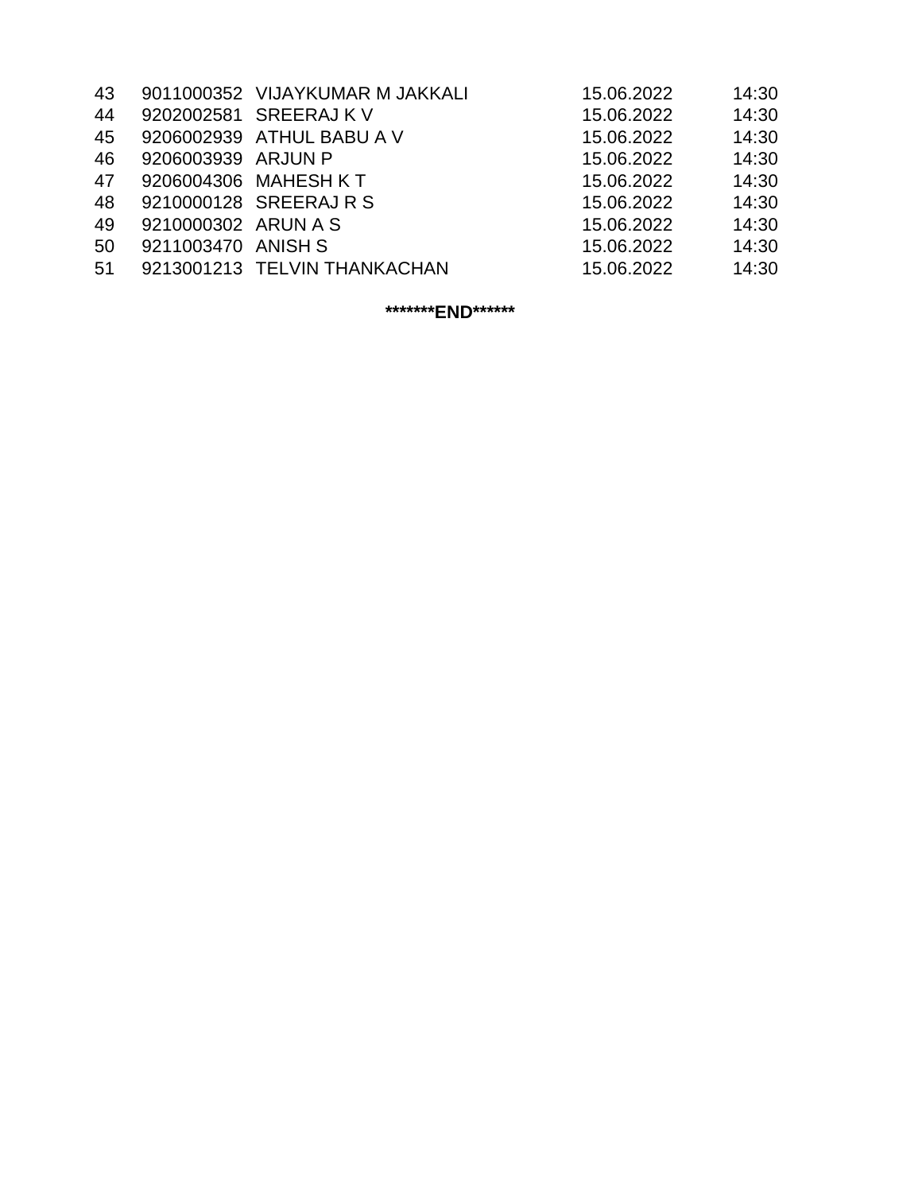| | | | | |
|---|---|---|---|---|
| 43 | 9011000352 | VIJAYKUMAR M JAKKALI | 15.06.2022 | 14:30 |
| 44 | 9202002581 | SREERAJ K V | 15.06.2022 | 14:30 |
| 45 | 9206002939 | ATHUL BABU A V | 15.06.2022 | 14:30 |
| 46 | 9206003939 | ARJUN P | 15.06.2022 | 14:30 |
| 47 | 9206004306 | MAHESH K T | 15.06.2022 | 14:30 |
| 48 | 9210000128 | SREERAJ R S | 15.06.2022 | 14:30 |
| 49 | 9210000302 | ARUN A S | 15.06.2022 | 14:30 |
| 50 | 9211003470 | ANISH S | 15.06.2022 | 14:30 |
| 51 | 9213001213 | TELVIN THANKACHAN | 15.06.2022 | 14:30 |

**\*\*\*\*\*\*\*END\*\*\*\*\*\***